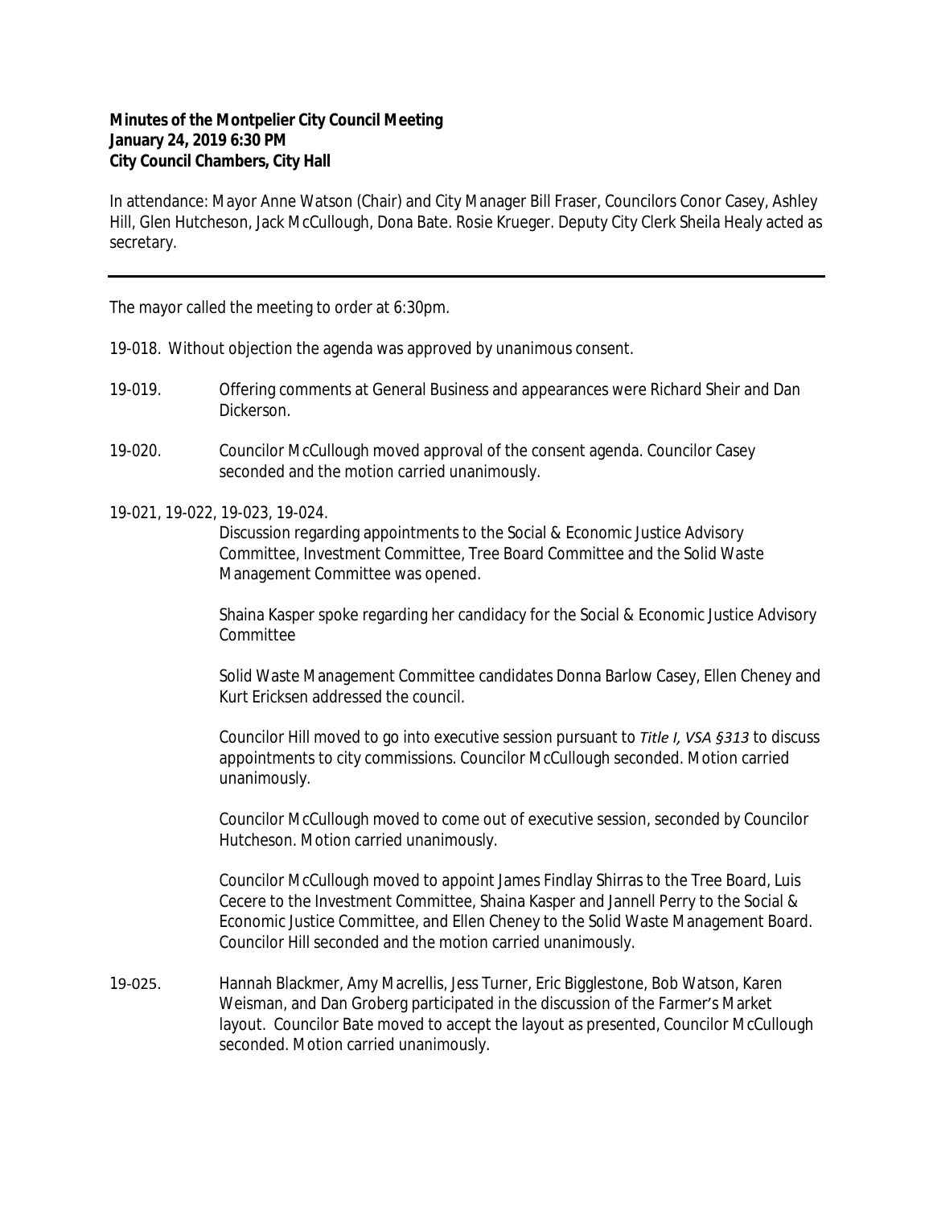**Minutes of the Montpelier City Council Meeting**
**January 24, 2019 6:30 PM**
**City Council Chambers, City Hall**

In attendance: Mayor Anne Watson (Chair) and City Manager Bill Fraser, Councilors Conor Casey, Ashley Hill, Glen Hutcheson, Jack McCullough, Dona Bate. Rosie Krueger. Deputy City Clerk Sheila Healy acted as secretary.

---

The mayor called the meeting to order at 6:30pm.

19-018. Without objection the agenda was approved by unanimous consent.

19-019. Offering comments at General Business and appearances were Richard Sheir and Dan Dickerson.

19-020. Councilor McCullough moved approval of the consent agenda. Councilor Casey seconded and the motion carried unanimously.

19-021, 19-022, 19-023, 19-024.

Discussion regarding appointments to the Social & Economic Justice Advisory Committee, Investment Committee, Tree Board Committee and the Solid Waste Management Committee was opened.

Shaina Kasper spoke regarding her candidacy for the Social & Economic Justice Advisory Committee

Solid Waste Management Committee candidates Donna Barlow Casey, Ellen Cheney and Kurt Ericksen addressed the council.

Councilor Hill moved to go into executive session pursuant to *Title I, VSA §313* to discuss appointments to city commissions. Councilor McCullough seconded. Motion carried unanimously.

Councilor McCullough moved to come out of executive session, seconded by Councilor Hutcheson. Motion carried unanimously.

Councilor McCullough moved to appoint James Findlay Shirras to the Tree Board, Luis Cecere to the Investment Committee, Shaina Kasper and Jannell Perry to the Social & Economic Justice Committee, and Ellen Cheney to the Solid Waste Management Board. Councilor Hill seconded and the motion carried unanimously.

19-025. Hannah Blackmer, Amy Macrellis, Jess Turner, Eric Bigglestone, Bob Watson, Karen Weisman, and Dan Groberg participated in the discussion of the Farmer's Market layout. Councilor Bate moved to accept the layout as presented, Councilor McCullough seconded. Motion carried unanimously.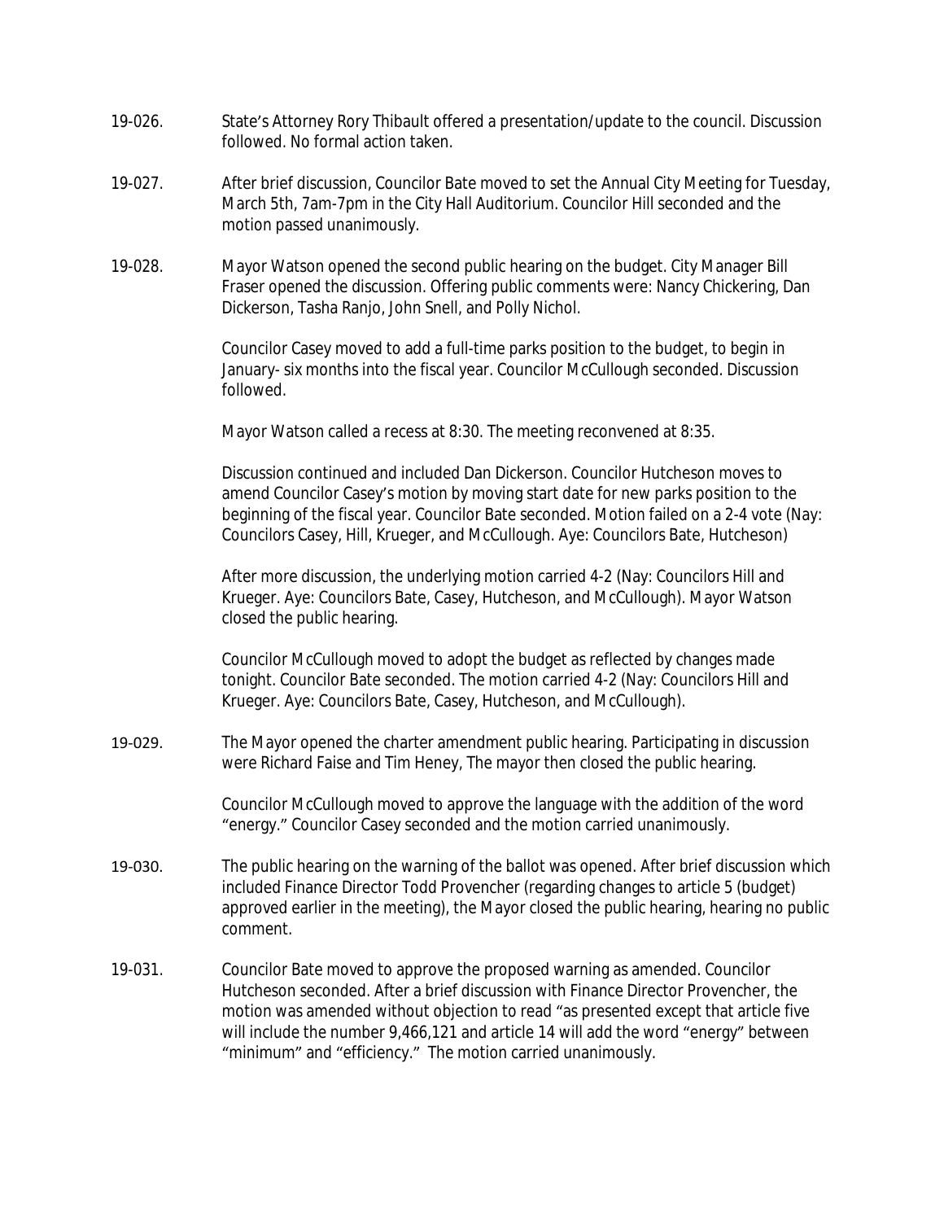19-026. State's Attorney Rory Thibault offered a presentation/update to the council. Discussion followed. No formal action taken.

19-027. After brief discussion, Councilor Bate moved to set the Annual City Meeting for Tuesday, March 5th, 7am-7pm in the City Hall Auditorium. Councilor Hill seconded and the motion passed unanimously.

19-028. Mayor Watson opened the second public hearing on the budget. City Manager Bill Fraser opened the discussion. Offering public comments were: Nancy Chickering, Dan Dickerson, Tasha Ranjo, John Snell, and Polly Nichol.

Councilor Casey moved to add a full-time parks position to the budget, to begin in January- six months into the fiscal year. Councilor McCullough seconded. Discussion followed.

Mayor Watson called a recess at 8:30. The meeting reconvened at 8:35.

Discussion continued and included Dan Dickerson. Councilor Hutcheson moves to amend Councilor Casey's motion by moving start date for new parks position to the beginning of the fiscal year. Councilor Bate seconded. Motion failed on a 2-4 vote (Nay: Councilors Casey, Hill, Krueger, and McCullough. Aye: Councilors Bate, Hutcheson)

After more discussion, the underlying motion carried 4-2 (Nay: Councilors Hill and Krueger. Aye: Councilors Bate, Casey, Hutcheson, and McCullough). Mayor Watson closed the public hearing.

Councilor McCullough moved to adopt the budget as reflected by changes made tonight. Councilor Bate seconded. The motion carried 4-2 (Nay: Councilors Hill and Krueger. Aye: Councilors Bate, Casey, Hutcheson, and McCullough).

19-029. The Mayor opened the charter amendment public hearing. Participating in discussion were Richard Faise and Tim Heney, The mayor then closed the public hearing.

Councilor McCullough moved to approve the language with the addition of the word "energy." Councilor Casey seconded and the motion carried unanimously.

19-030. The public hearing on the warning of the ballot was opened. After brief discussion which included Finance Director Todd Provencher (regarding changes to article 5 (budget) approved earlier in the meeting), the Mayor closed the public hearing, hearing no public comment.

19-031. Councilor Bate moved to approve the proposed warning as amended. Councilor Hutcheson seconded. After a brief discussion with Finance Director Provencher, the motion was amended without objection to read "as presented except that article five will include the number 9,466,121 and article 14 will add the word "energy" between "minimum" and "efficiency." The motion carried unanimously.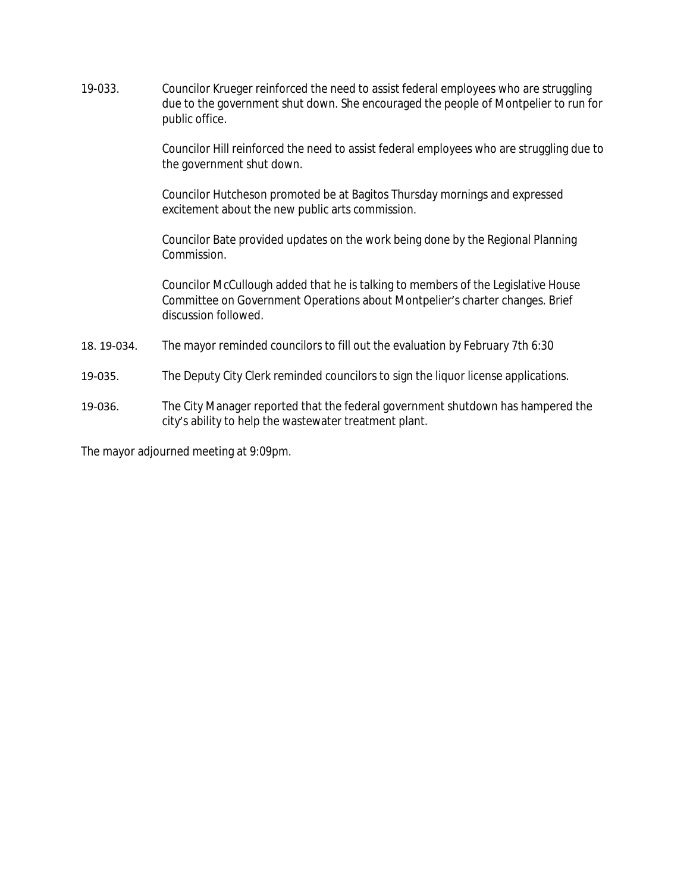19-033. Councilor Krueger reinforced the need to assist federal employees who are struggling due to the government shut down. She encouraged the people of Montpelier to run for public office.

Councilor Hill reinforced the need to assist federal employees who are struggling due to the government shut down.

Councilor Hutcheson promoted be at Bagitos Thursday mornings and expressed excitement about the new public arts commission.

Councilor Bate provided updates on the work being done by the Regional Planning Commission.

Councilor McCullough added that he is talking to members of the Legislative House Committee on Government Operations about Montpelier's charter changes. Brief discussion followed.

18. 19-034. The mayor reminded councilors to fill out the evaluation by February 7th 6:30

19-035. The Deputy City Clerk reminded councilors to sign the liquor license applications.

19-036. The City Manager reported that the federal government shutdown has hampered the city's ability to help the wastewater treatment plant.

The mayor adjourned meeting at 9:09pm.